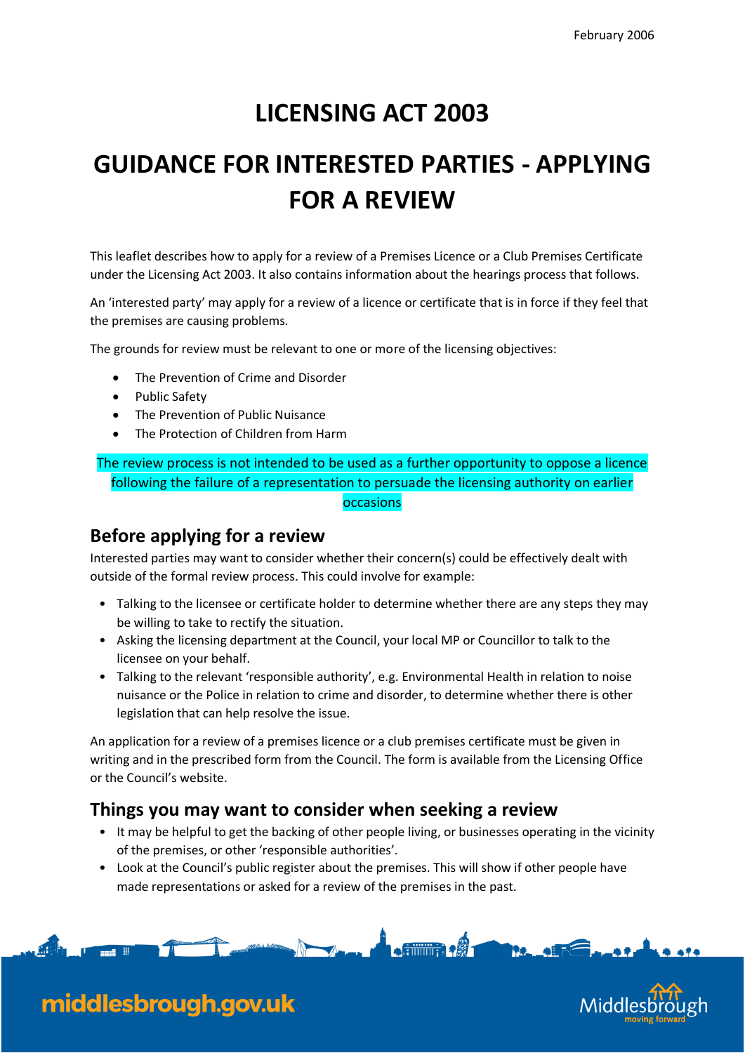February 2006

# LICENSING ACT 2003

# GUIDANCE FOR INTERESTED PARTIES - APPLYING FOR A REVIEW

This leaflet describes how to apply for a review of a Premises Licence or a Club Premises Certificate under the Licensing Act 2003. It also contains information about the hearings process that follows.

An 'interested party' may apply for a review of a licence or certificate that is in force if they feel that the premises are causing problems.

The grounds for review must be relevant to one or more of the licensing objectives:

- The Prevention of Crime and Disorder
- Public Safety
- The Prevention of Public Nuisance
- The Protection of Children from Harm

The review process is not intended to be used as a further opportunity to oppose a licence following the failure of a representation to persuade the licensing authority on earlier occasions

## Before applying for a review

Interested parties may want to consider whether their concern(s) could be effectively dealt with outside of the formal review process. This could involve for example:

- Talking to the licensee or certificate holder to determine whether there are any steps they may be willing to take to rectify the situation.
- Asking the licensing department at the Council, your local MP or Councillor to talk to the licensee on your behalf.
- Talking to the relevant 'responsible authority', e.g. Environmental Health in relation to noise nuisance or the Police in relation to crime and disorder, to determine whether there is other legislation that can help resolve the issue.

An application for a review of a premises licence or a club premises certificate must be given in writing and in the prescribed form from the Council. The form is available from the Licensing Office or the Council's website.

## Things you may want to consider when seeking a review

- It may be helpful to get the backing of other people living, or businesses operating in the vicinity of the premises, or other 'responsible authorities'.
- Look at the Council's public register about the premises. This will show if other people have made representations or asked for a review of the premises in the past.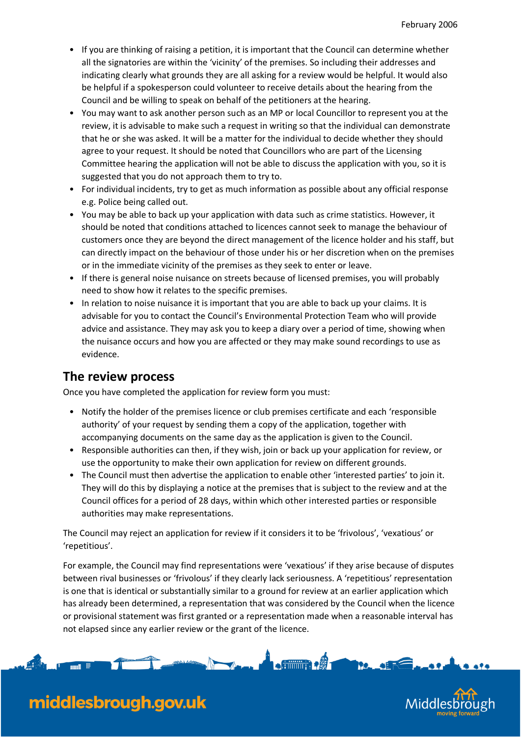- If you are thinking of raising a petition, it is important that the Council can determine whether all the signatories are within the 'vicinity' of the premises. So including their addresses and indicating clearly what grounds they are all asking for a review would be helpful. It would also be helpful if a spokesperson could volunteer to receive details about the hearing from the Council and be willing to speak on behalf of the petitioners at the hearing.
- You may want to ask another person such as an MP or local Councillor to represent you at the review, it is advisable to make such a request in writing so that the individual can demonstrate that he or she was asked. It will be a matter for the individual to decide whether they should agree to your request. It should be noted that Councillors who are part of the Licensing Committee hearing the application will not be able to discuss the application with you, so it is suggested that you do not approach them to try to.
- For individual incidents, try to get as much information as possible about any official response e.g. Police being called out.
- You may be able to back up your application with data such as crime statistics. However, it should be noted that conditions attached to licences cannot seek to manage the behaviour of customers once they are beyond the direct management of the licence holder and his staff, but can directly impact on the behaviour of those under his or her discretion when on the premises or in the immediate vicinity of the premises as they seek to enter or leave.
- If there is general noise nuisance on streets because of licensed premises, you will probably need to show how it relates to the specific premises.
- In relation to noise nuisance it is important that you are able to back up your claims. It is advisable for you to contact the Council's Environmental Protection Team who will provide advice and assistance. They may ask you to keep a diary over a period of time, showing when the nuisance occurs and how you are affected or they may make sound recordings to use as evidence.

## The review process

Once you have completed the application for review form you must:

- Notify the holder of the premises licence or club premises certificate and each 'responsible authority' of your request by sending them a copy of the application, together with accompanying documents on the same day as the application is given to the Council.
- Responsible authorities can then, if they wish, join or back up your application for review, or use the opportunity to make their own application for review on different grounds.
- The Council must then advertise the application to enable other 'interested parties' to join it. They will do this by displaying a notice at the premises that is subject to the review and at the Council offices for a period of 28 days, within which other interested parties or responsible authorities may make representations.

The Council may reject an application for review if it considers it to be 'frivolous', 'vexatious' or 'repetitious'.

For example, the Council may find representations were 'vexatious' if they arise because of disputes between rival businesses or 'frivolous' if they clearly lack seriousness. A 'repetitious' representation is one that is identical or substantially similar to a ground for review at an earlier application which has already been determined, a representation that was considered by the Council when the licence or provisional statement was first granted or a representation made when a reasonable interval has not elapsed since any earlier review or the grant of the licence.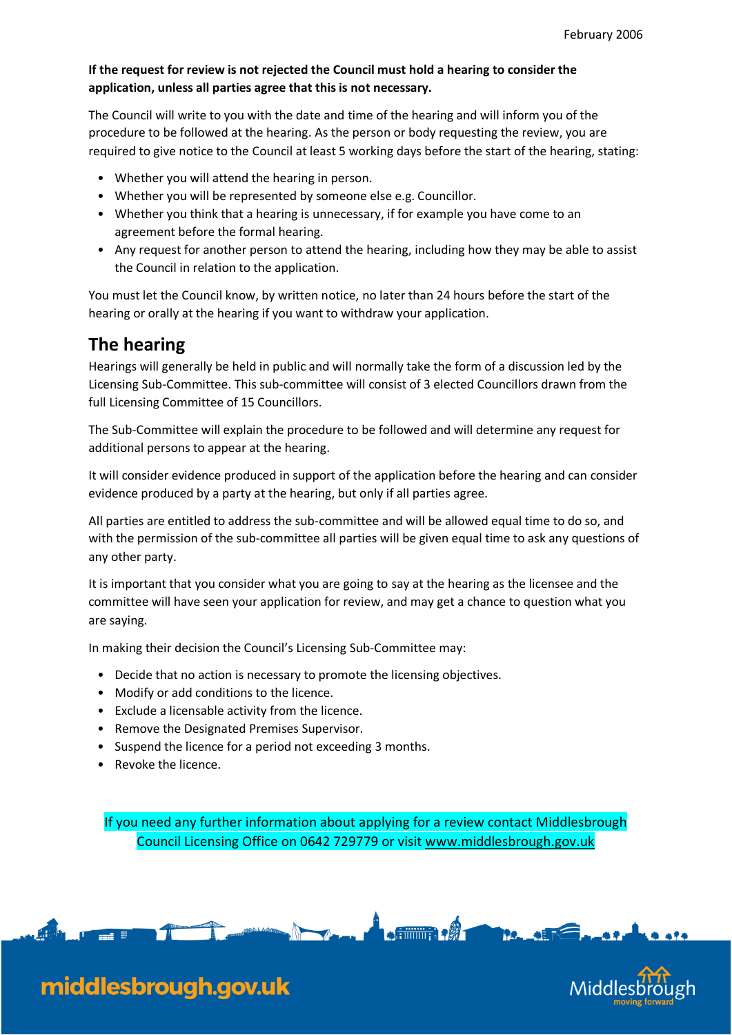**If the request for review is not rejected the Council must hold a hearing to consider the application, unless all parties agree that this is not necessary.**

The Council will write to you with the date and time of the hearing and will inform you of the procedure to be followed at the hearing. As the person or body requesting the review, you are required to give notice to the Council at least 5 working days before the start of the hearing, stating:

- Whether you will attend the hearing in person.
- Whether you will be represented by someone else e.g. Councillor.
- Whether you think that a hearing is unnecessary, if for example you have come to an agreement before the formal hearing.
- Any request for another person to attend the hearing, including how they may be able to assist the Council in relation to the application.

You must let the Council know, by written notice, no later than 24 hours before the start of the hearing or orally at the hearing if you want to withdraw your application.

## The hearing

Hearings will generally be held in public and will normally take the form of a discussion led by the Licensing Sub-Committee. This sub-committee will consist of 3 elected Councillors drawn from the full Licensing Committee of 15 Councillors.

The Sub-Committee will explain the procedure to be followed and will determine any request for additional persons to appear at the hearing.

It will consider evidence produced in support of the application before the hearing and can consider evidence produced by a party at the hearing, but only if all parties agree.

All parties are entitled to address the sub-committee and will be allowed equal time to do so, and with the permission of the sub-committee all parties will be given equal time to ask any questions of any other party.

It is important that you consider what you are going to say at the hearing as the licensee and the committee will have seen your application for review, and may get a chance to question what you are saying.

In making their decision the Council's Licensing Sub-Committee may:

- Decide that no action is necessary to promote the licensing objectives.
- Modify or add conditions to the licence.
- Exclude a licensable activity from the licence.
- Remove the Designated Premises Supervisor.
- Suspend the licence for a period not exceeding 3 months.
- Revoke the licence.

If you need any further information about applying for a review contact Middlesbrough Council Licensing Office on 0642 729779 or visit www.middlesbrough.gov.uk